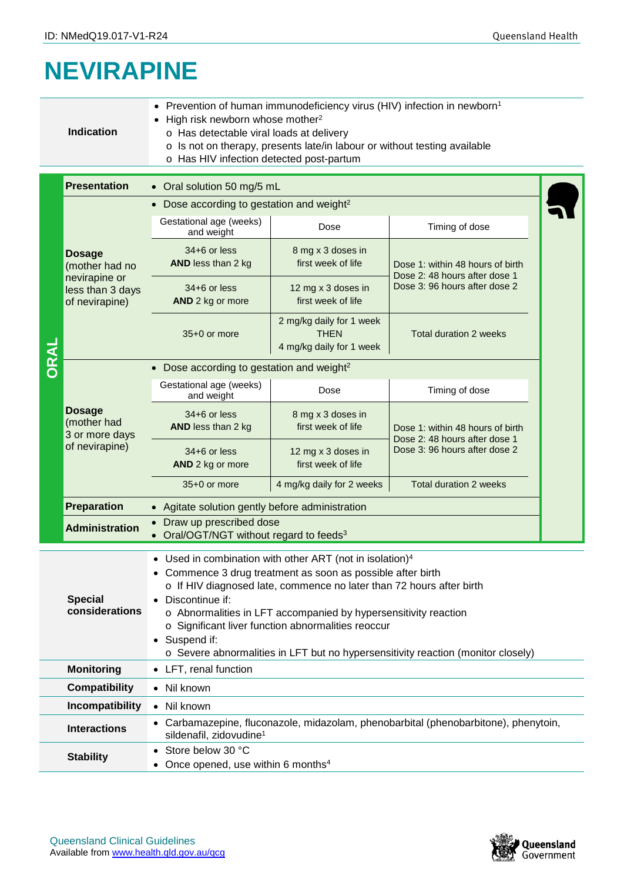# NEVIRAPINE

| | |
|---|---|
| **Indication** | • Prevention of human immunodeficiency virus (HIV) infection in newborn[1]<br>• High risk newborn whose mother[2]<br>  o Has detectable viral loads at delivery<br>  o Is not on therapy, presents late/in labour or without testing available<br>  o Has HIV infection detected post-partum |

## ORAL

**Presentation**

- Oral solution 50 mg/5 mL

**Dosage (mother had no nevirapine or less than 3 days of nevirapine)**

- Dose according to gestation and weight[2]

| Gestational age (weeks) and weight | Dose | Timing of dose |
|---|---|---|
| 34+6 or less **AND** less than 2 kg | 8 mg x 3 doses in first week of life | Dose 1: within 48 hours of birth<br>Dose 2: 48 hours after dose 1<br>Dose 3: 96 hours after dose 2 |
| 34+6 or less **AND** 2 kg or more | 12 mg x 3 doses in first week of life | |
| 35+0 or more | 2 mg/kg daily for 1 week THEN 4 mg/kg daily for 1 week | Total duration 2 weeks |

**Dosage (mother had 3 or more days of nevirapine)**

- Dose according to gestation and weight[2]

| Gestational age (weeks) and weight | Dose | Timing of dose |
|---|---|---|
| 34+6 or less **AND** less than 2 kg | 8 mg x 3 doses in first week of life | Dose 1: within 48 hours of birth<br>Dose 2: 48 hours after dose 1<br>Dose 3: 96 hours after dose 2 |
| 34+6 or less **AND** 2 kg or more | 12 mg x 3 doses in first week of life | |
| 35+0 or more | 4 mg/kg daily for 2 weeks | Total duration 2 weeks |

**Preparation**

- Agitate solution gently before administration

**Administration**

- Draw up prescribed dose
- Oral/OGT/NGT without regard to feeds[3]

| | |
|---|---|
| **Special considerations** | • Used in combination with other ART (not in isolation)[4]<br>• Commence 3 drug treatment as soon as possible after birth<br>  o If HIV diagnosed late, commence no later than 72 hours after birth<br>• Discontinue if:<br>  o Abnormalities in LFT accompanied by hypersensitivity reaction<br>  o Significant liver function abnormalities reoccur<br>• Suspend if:<br>  o Severe abnormalities in LFT but no hypersensitivity reaction (monitor closely) |
| **Monitoring** | • LFT, renal function |
| **Compatibility** | • Nil known |
| **Incompatibility** | • Nil known |
| **Interactions** | • Carbamazepine, fluconazole, midazolam, phenobarbital (phenobarbitone), phenytoin, sildenafil, zidovudine[1] |
| **Stability** | • Store below 30 °C<br>• Once opened, use within 6 months[4] |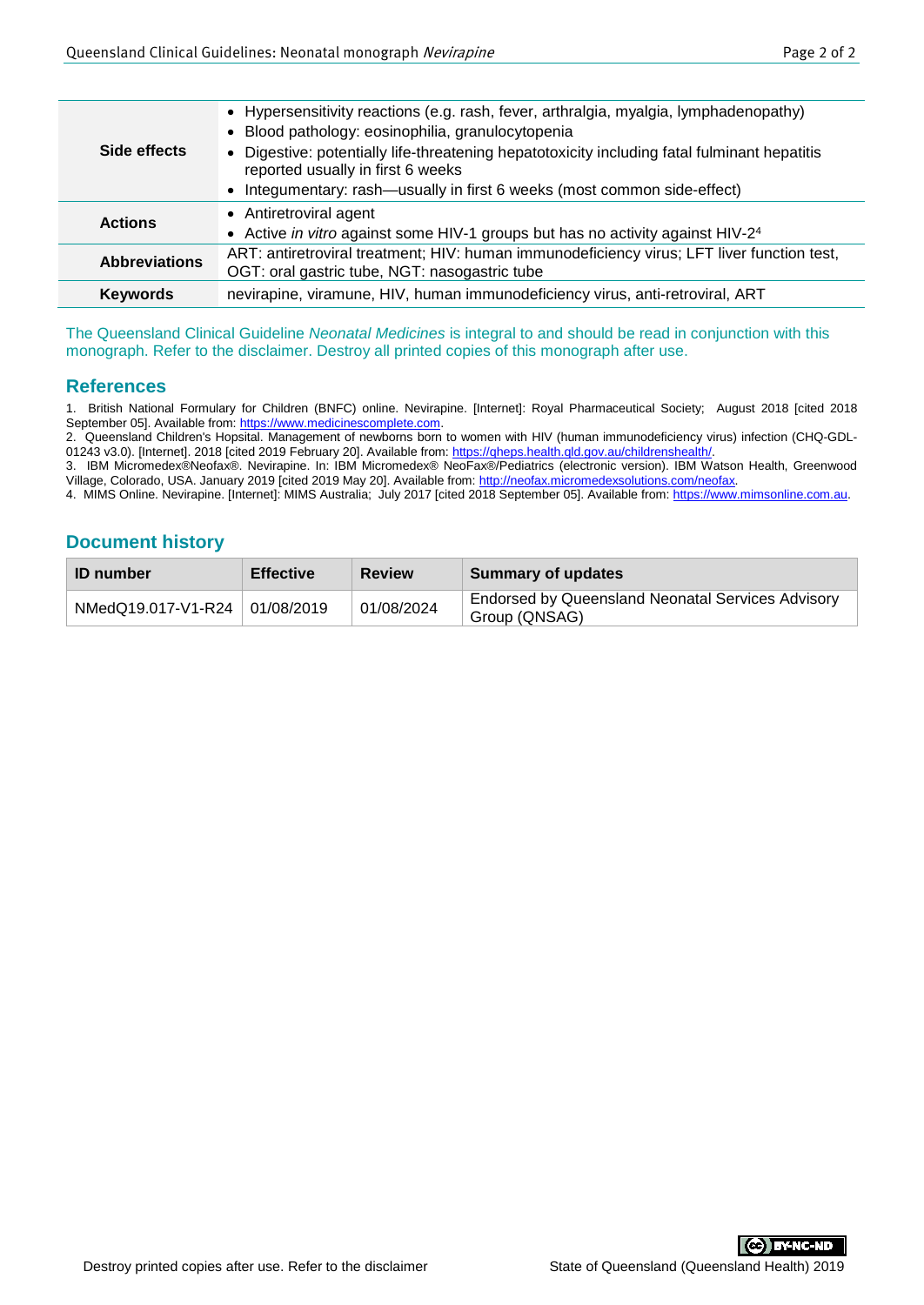| | |
|---|---|
| **Side effects** | • Hypersensitivity reactions (e.g. rash, fever, arthralgia, myalgia, lymphadenopathy)<br>• Blood pathology: eosinophilia, granulocytopenia<br>• Digestive: potentially life-threatening hepatotoxicity including fatal fulminant hepatitis reported usually in first 6 weeks<br>• Integumentary: rash—usually in first 6 weeks (most common side-effect) |
| **Actions** | • Antiretroviral agent<br>• Active *in vitro* against some HIV-1 groups but has no activity against HIV-2[4] |
| **Abbreviations** | ART: antiretroviral treatment; HIV: human immunodeficiency virus; LFT liver function test, OGT: oral gastric tube, NGT: nasogastric tube |
| **Keywords** | nevirapine, viramune, HIV, human immunodeficiency virus, anti-retroviral, ART |

The Queensland Clinical Guideline *Neonatal Medicines* is integral to and should be read in conjunction with this monograph. Refer to the disclaimer. Destroy all printed copies of this monograph after use.

## References

1. British National Formulary for Children (BNFC) online. Nevirapine. [Internet]: Royal Pharmaceutical Society; August 2018 [cited 2018 September 05]. Available from: https://www.medicinescomplete.com.
2. Queensland Children's Hopsital. Management of newborns born to women with HIV (human immunodeficiency virus) infection (CHQ-GDL-01243 v3.0). [Internet]. 2018 [cited 2019 February 20]. Available from: https://qheps.health.qld.gov.au/childrenshealth/.
3. IBM Micromedex®Neofax®. Nevirapine. In: IBM Micromedex® NeoFax®/Pediatrics (electronic version). IBM Watson Health, Greenwood Village, Colorado, USA. January 2019 [cited 2019 May 20]. Available from: http://neofax.micromedexsolutions.com/neofax.
4. MIMS Online. Nevirapine. [Internet]: MIMS Australia; July 2017 [cited 2018 September 05]. Available from: https://www.mimsonline.com.au.

## Document history

| ID number | Effective | Review | Summary of updates |
|---|---|---|---|
| NMedQ19.017-V1-R24 | 01/08/2019 | 01/08/2024 | Endorsed by Queensland Neonatal Services Advisory Group (QNSAG) |